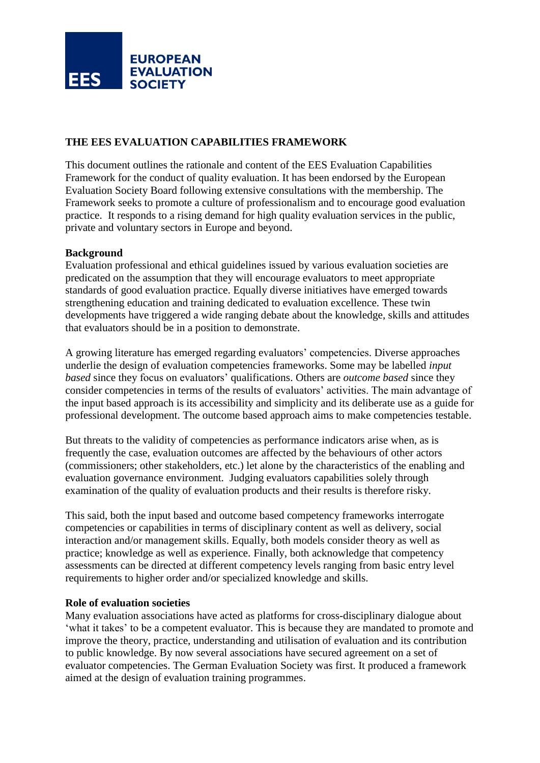EUROPEAN EVALUATION SOCIETY

# THE EES EVALUATION CAPABILITIES FRAMEWORK

This document outlines the rationale and content of the EES Evaluation Capabilities Framework for the conduct of quality evaluation. It has been endorsed by the European Evaluation Society Board following extensive consultations with the membership. The Framework seeks to promote a culture of professionalism and to encourage good evaluation practice. It responds to a rising demand for high quality evaluation services in the public, private and voluntary sectors in Europe and beyond.

**Background**

Evaluation professional and ethical guidelines issued by various evaluation societies are predicated on the assumption that they will encourage evaluators to meet appropriate standards of good evaluation practice. Equally diverse initiatives have emerged towards strengthening education and training dedicated to evaluation excellence. These twin developments have triggered a wide ranging debate about the knowledge, skills and attitudes that evaluators should be in a position to demonstrate.

A growing literature has emerged regarding evaluators' competencies. Diverse approaches underlie the design of evaluation competencies frameworks. Some may be labelled *input based* since they focus on evaluators' qualifications. Others are *outcome based* since they consider competencies in terms of the results of evaluators' activities. The main advantage of the input based approach is its accessibility and simplicity and its deliberate use as a guide for professional development. The outcome based approach aims to make competencies testable.

But threats to the validity of competencies as performance indicators arise when, as is frequently the case, evaluation outcomes are affected by the behaviours of other actors (commissioners; other stakeholders, etc.) let alone by the characteristics of the enabling and evaluation governance environment. Judging evaluators capabilities solely through examination of the quality of evaluation products and their results is therefore risky.

This said, both the input based and outcome based competency frameworks interrogate competencies or capabilities in terms of disciplinary content as well as delivery, social interaction and/or management skills. Equally, both models consider theory as well as practice; knowledge as well as experience. Finally, both acknowledge that competency assessments can be directed at different competency levels ranging from basic entry level requirements to higher order and/or specialized knowledge and skills.

**Role of evaluation societies**

Many evaluation associations have acted as platforms for cross-disciplinary dialogue about 'what it takes' to be a competent evaluator. This is because they are mandated to promote and improve the theory, practice, understanding and utilisation of evaluation and its contribution to public knowledge. By now several associations have secured agreement on a set of evaluator competencies. The German Evaluation Society was first. It produced a framework aimed at the design of evaluation training programmes.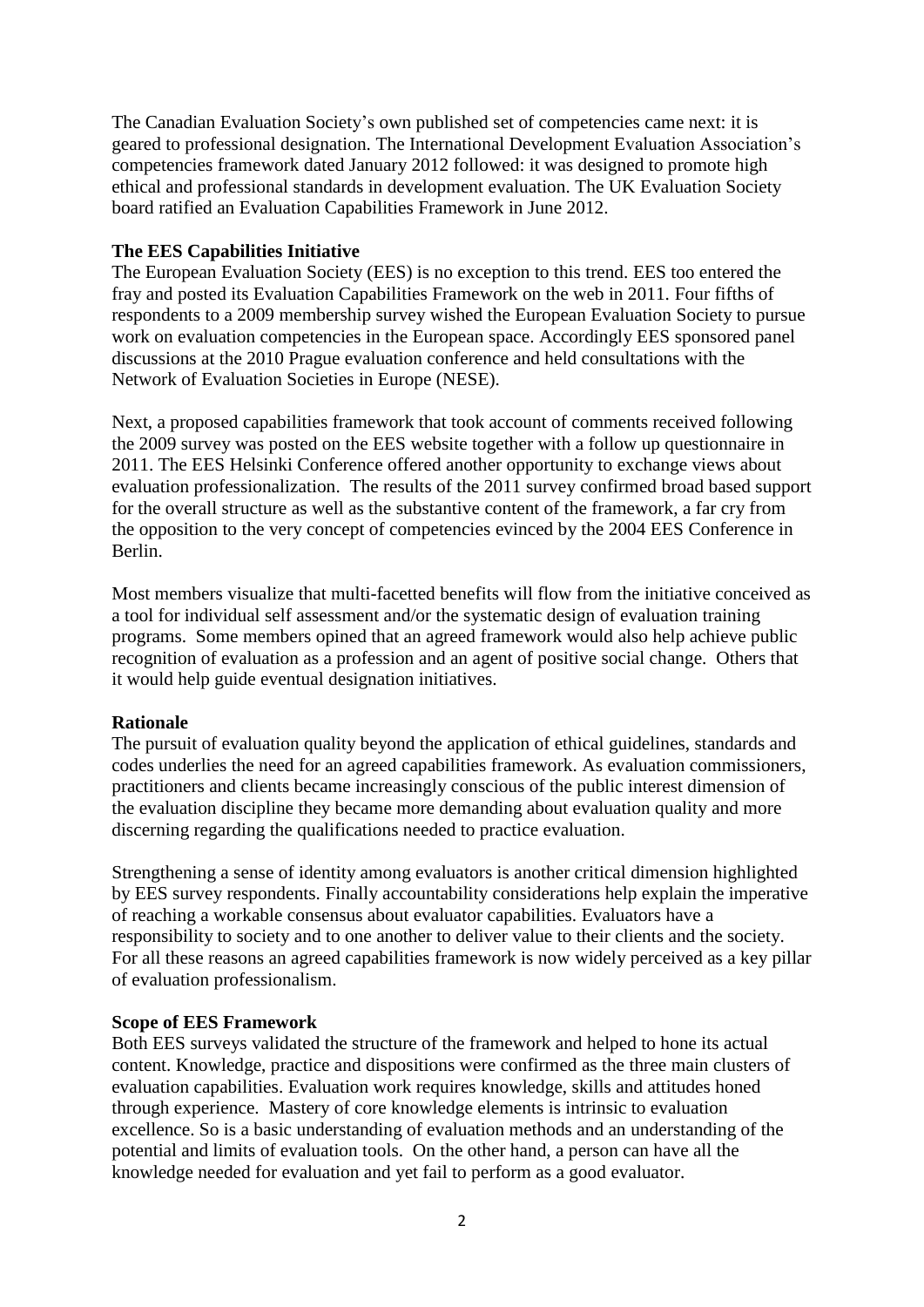The Canadian Evaluation Society's own published set of competencies came next: it is geared to professional designation. The International Development Evaluation Association's competencies framework dated January 2012 followed: it was designed to promote high ethical and professional standards in development evaluation. The UK Evaluation Society board ratified an Evaluation Capabilities Framework in June 2012.

**The EES Capabilities Initiative**

The European Evaluation Society (EES) is no exception to this trend. EES too entered the fray and posted its Evaluation Capabilities Framework on the web in 2011. Four fifths of respondents to a 2009 membership survey wished the European Evaluation Society to pursue work on evaluation competencies in the European space. Accordingly EES sponsored panel discussions at the 2010 Prague evaluation conference and held consultations with the Network of Evaluation Societies in Europe (NESE).

Next, a proposed capabilities framework that took account of comments received following the 2009 survey was posted on the EES website together with a follow up questionnaire in 2011. The EES Helsinki Conference offered another opportunity to exchange views about evaluation professionalization. The results of the 2011 survey confirmed broad based support for the overall structure as well as the substantive content of the framework, a far cry from the opposition to the very concept of competencies evinced by the 2004 EES Conference in Berlin.

Most members visualize that multi-facetted benefits will flow from the initiative conceived as a tool for individual self assessment and/or the systematic design of evaluation training programs. Some members opined that an agreed framework would also help achieve public recognition of evaluation as a profession and an agent of positive social change. Others that it would help guide eventual designation initiatives.

**Rationale**

The pursuit of evaluation quality beyond the application of ethical guidelines, standards and codes underlies the need for an agreed capabilities framework. As evaluation commissioners, practitioners and clients became increasingly conscious of the public interest dimension of the evaluation discipline they became more demanding about evaluation quality and more discerning regarding the qualifications needed to practice evaluation.

Strengthening a sense of identity among evaluators is another critical dimension highlighted by EES survey respondents. Finally accountability considerations help explain the imperative of reaching a workable consensus about evaluator capabilities. Evaluators have a responsibility to society and to one another to deliver value to their clients and the society. For all these reasons an agreed capabilities framework is now widely perceived as a key pillar of evaluation professionalism.

**Scope of EES Framework**

Both EES surveys validated the structure of the framework and helped to hone its actual content. Knowledge, practice and dispositions were confirmed as the three main clusters of evaluation capabilities. Evaluation work requires knowledge, skills and attitudes honed through experience. Mastery of core knowledge elements is intrinsic to evaluation excellence. So is a basic understanding of evaluation methods and an understanding of the potential and limits of evaluation tools. On the other hand, a person can have all the knowledge needed for evaluation and yet fail to perform as a good evaluator.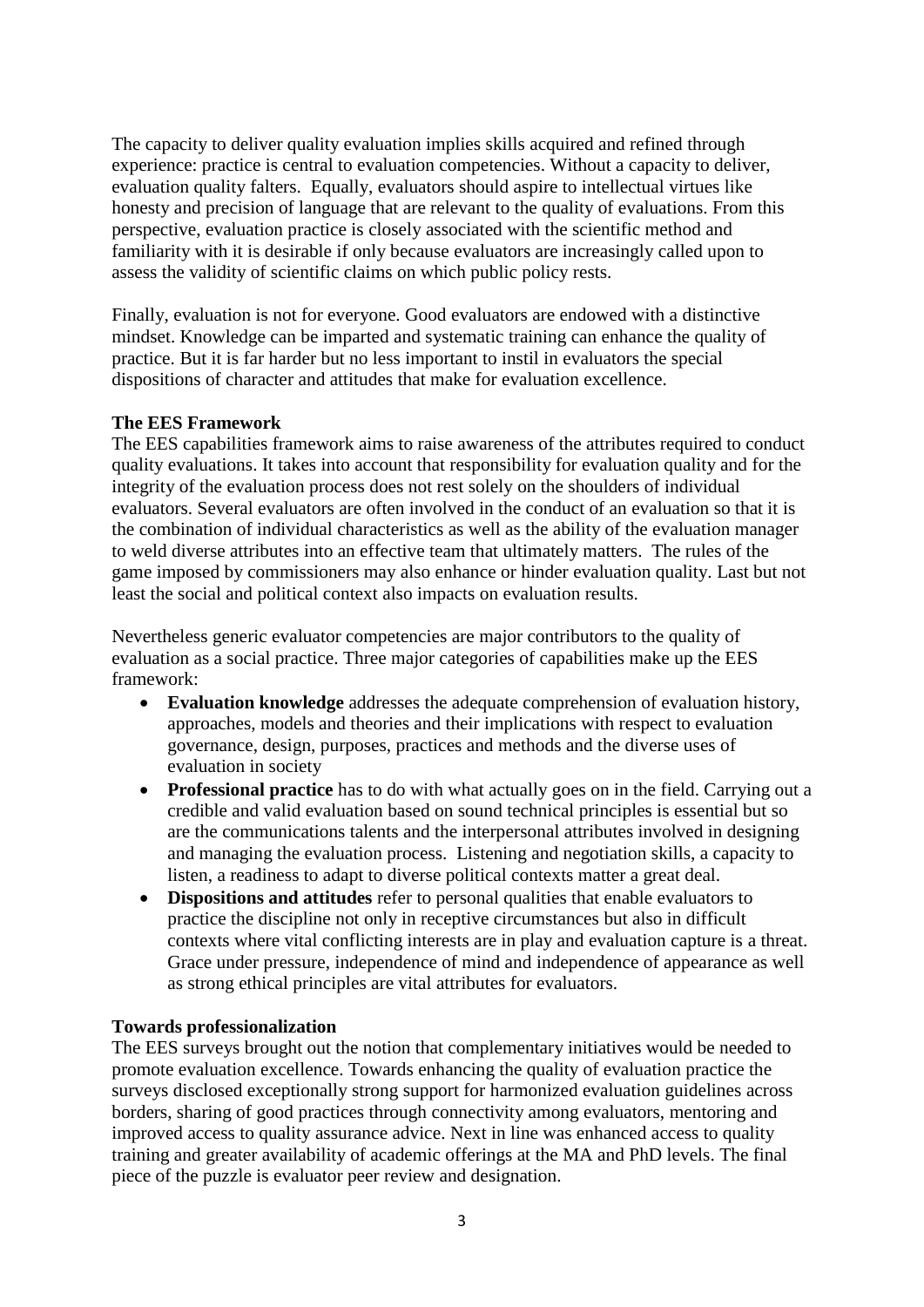The capacity to deliver quality evaluation implies skills acquired and refined through experience: practice is central to evaluation competencies. Without a capacity to deliver, evaluation quality falters. Equally, evaluators should aspire to intellectual virtues like honesty and precision of language that are relevant to the quality of evaluations. From this perspective, evaluation practice is closely associated with the scientific method and familiarity with it is desirable if only because evaluators are increasingly called upon to assess the validity of scientific claims on which public policy rests.

Finally, evaluation is not for everyone. Good evaluators are endowed with a distinctive mindset. Knowledge can be imparted and systematic training can enhance the quality of practice. But it is far harder but no less important to instil in evaluators the special dispositions of character and attitudes that make for evaluation excellence.

**The EES Framework**

The EES capabilities framework aims to raise awareness of the attributes required to conduct quality evaluations. It takes into account that responsibility for evaluation quality and for the integrity of the evaluation process does not rest solely on the shoulders of individual evaluators. Several evaluators are often involved in the conduct of an evaluation so that it is the combination of individual characteristics as well as the ability of the evaluation manager to weld diverse attributes into an effective team that ultimately matters. The rules of the game imposed by commissioners may also enhance or hinder evaluation quality. Last but not least the social and political context also impacts on evaluation results.

Nevertheless generic evaluator competencies are major contributors to the quality of evaluation as a social practice. Three major categories of capabilities make up the EES framework:

- **Evaluation knowledge** addresses the adequate comprehension of evaluation history, approaches, models and theories and their implications with respect to evaluation governance, design, purposes, practices and methods and the diverse uses of evaluation in society
- **Professional practice** has to do with what actually goes on in the field. Carrying out a credible and valid evaluation based on sound technical principles is essential but so are the communications talents and the interpersonal attributes involved in designing and managing the evaluation process. Listening and negotiation skills, a capacity to listen, a readiness to adapt to diverse political contexts matter a great deal.
- **Dispositions and attitudes** refer to personal qualities that enable evaluators to practice the discipline not only in receptive circumstances but also in difficult contexts where vital conflicting interests are in play and evaluation capture is a threat. Grace under pressure, independence of mind and independence of appearance as well as strong ethical principles are vital attributes for evaluators.

**Towards professionalization**

The EES surveys brought out the notion that complementary initiatives would be needed to promote evaluation excellence. Towards enhancing the quality of evaluation practice the surveys disclosed exceptionally strong support for harmonized evaluation guidelines across borders, sharing of good practices through connectivity among evaluators, mentoring and improved access to quality assurance advice. Next in line was enhanced access to quality training and greater availability of academic offerings at the MA and PhD levels. The final piece of the puzzle is evaluator peer review and designation.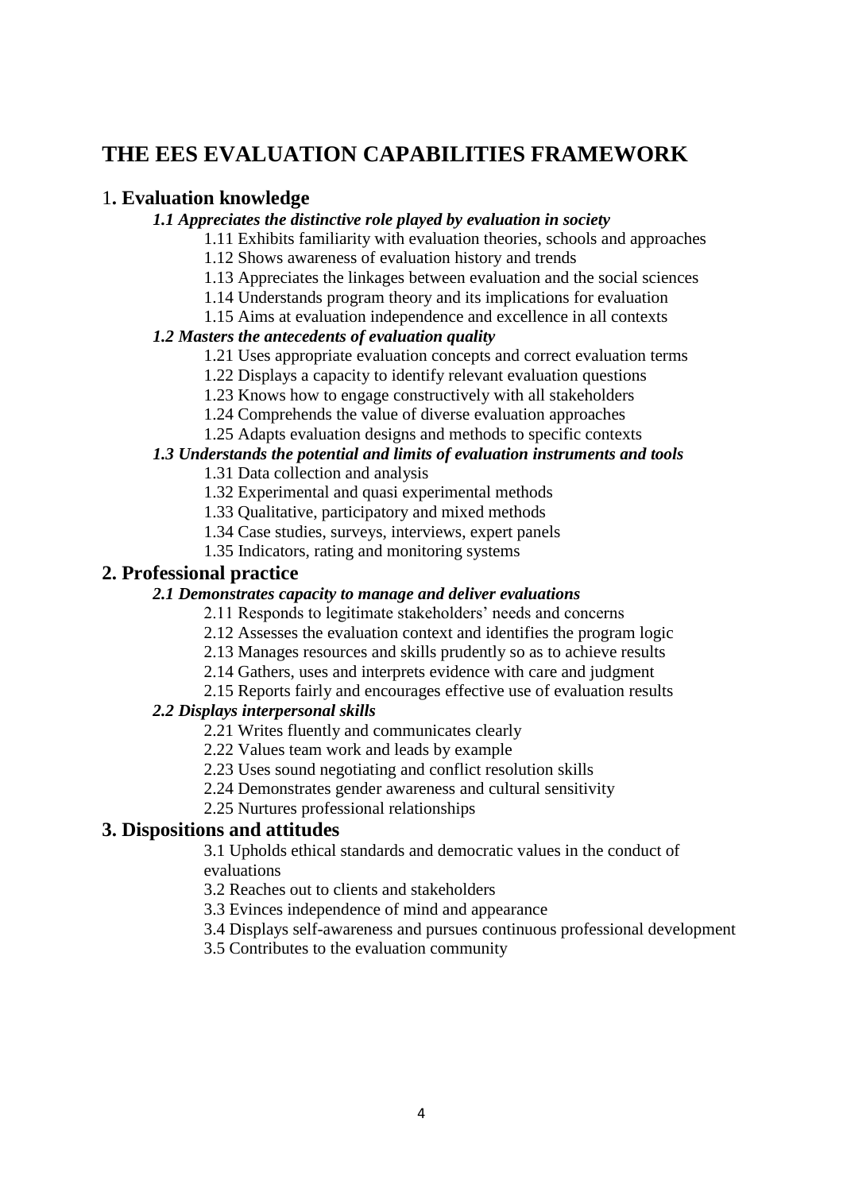# THE EES EVALUATION CAPABILITIES FRAMEWORK

## 1. Evaluation knowledge

***1.1 Appreciates the distinctive role played by evaluation in society***

1.11 Exhibits familiarity with evaluation theories, schools and approaches
1.12 Shows awareness of evaluation history and trends
1.13 Appreciates the linkages between evaluation and the social sciences
1.14 Understands program theory and its implications for evaluation
1.15 Aims at evaluation independence and excellence in all contexts

***1.2 Masters the antecedents of evaluation quality***

1.21 Uses appropriate evaluation concepts and correct evaluation terms
1.22 Displays a capacity to identify relevant evaluation questions
1.23 Knows how to engage constructively with all stakeholders
1.24 Comprehends the value of diverse evaluation approaches
1.25 Adapts evaluation designs and methods to specific contexts

***1.3 Understands the potential and limits of evaluation instruments and tools***

1.31 Data collection and analysis
1.32 Experimental and quasi experimental methods
1.33 Qualitative, participatory and mixed methods
1.34 Case studies, surveys, interviews, expert panels
1.35 Indicators, rating and monitoring systems

## 2. Professional practice

***2.1 Demonstrates capacity to manage and deliver evaluations***

2.11 Responds to legitimate stakeholders' needs and concerns
2.12 Assesses the evaluation context and identifies the program logic
2.13 Manages resources and skills prudently so as to achieve results
2.14 Gathers, uses and interprets evidence with care and judgment
2.15 Reports fairly and encourages effective use of evaluation results

***2.2 Displays interpersonal skills***

2.21 Writes fluently and communicates clearly
2.22 Values team work and leads by example
2.23 Uses sound negotiating and conflict resolution skills
2.24 Demonstrates gender awareness and cultural sensitivity
2.25 Nurtures professional relationships

## 3. Dispositions and attitudes

3.1 Upholds ethical standards and democratic values in the conduct of evaluations
3.2 Reaches out to clients and stakeholders
3.3 Evinces independence of mind and appearance
3.4 Displays self-awareness and pursues continuous professional development
3.5 Contributes to the evaluation community